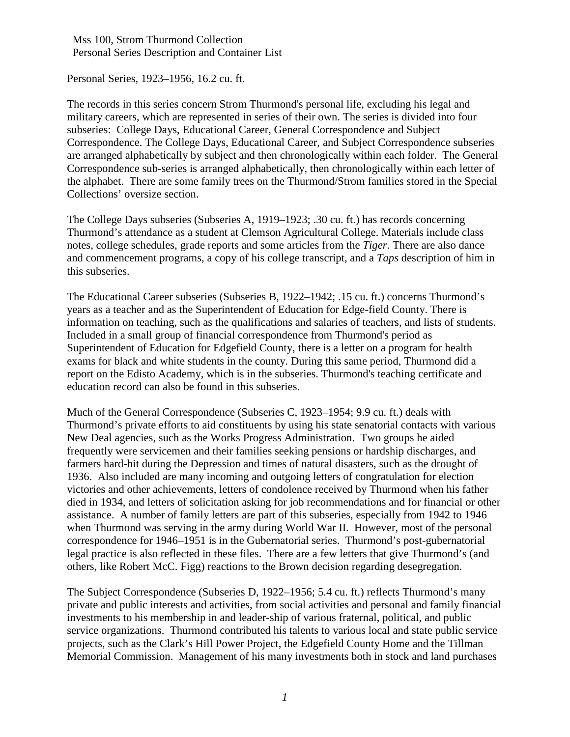Mss 100, Strom Thurmond Collection
Personal Series Description and Container List

Personal Series, 1923–1956, 16.2 cu. ft.

The records in this series concern Strom Thurmond's personal life, excluding his legal and military careers, which are represented in series of their own. The series is divided into four subseries: College Days, Educational Career, General Correspondence and Subject Correspondence. The College Days, Educational Career, and Subject Correspondence subseries are arranged alphabetically by subject and then chronologically within each folder. The General Correspondence sub-series is arranged alphabetically, then chronologically within each letter of the alphabet. There are some family trees on the Thurmond/Strom families stored in the Special Collections' oversize section.

The College Days subseries (Subseries A, 1919–1923; .30 cu. ft.) has records concerning Thurmond's attendance as a student at Clemson Agricultural College. Materials include class notes, college schedules, grade reports and some articles from the *Tiger*. There are also dance and commencement programs, a copy of his college transcript, and a *Taps* description of him in this subseries.

The Educational Career subseries (Subseries B, 1922–1942; .15 cu. ft.) concerns Thurmond's years as a teacher and as the Superintendent of Education for Edge-field County. There is information on teaching, such as the qualifications and salaries of teachers, and lists of students. Included in a small group of financial correspondence from Thurmond's period as Superintendent of Education for Edgefield County, there is a letter on a program for health exams for black and white students in the county. During this same period, Thurmond did a report on the Edisto Academy, which is in the subseries. Thurmond's teaching certificate and education record can also be found in this subseries.

Much of the General Correspondence (Subseries C, 1923–1954; 9.9 cu. ft.) deals with Thurmond's private efforts to aid constituents by using his state senatorial contacts with various New Deal agencies, such as the Works Progress Administration. Two groups he aided frequently were servicemen and their families seeking pensions or hardship discharges, and farmers hard-hit during the Depression and times of natural disasters, such as the drought of 1936. Also included are many incoming and outgoing letters of congratulation for election victories and other achievements, letters of condolence received by Thurmond when his father died in 1934, and letters of solicitation asking for job recommendations and for financial or other assistance. A number of family letters are part of this subseries, especially from 1942 to 1946 when Thurmond was serving in the army during World War II. However, most of the personal correspondence for 1946–1951 is in the Gubernatorial series. Thurmond's post-gubernatorial legal practice is also reflected in these files. There are a few letters that give Thurmond's (and others, like Robert McC. Figg) reactions to the Brown decision regarding desegregation.

The Subject Correspondence (Subseries D, 1922–1956; 5.4 cu. ft.) reflects Thurmond's many private and public interests and activities, from social activities and personal and family financial investments to his membership in and leader-ship of various fraternal, political, and public service organizations. Thurmond contributed his talents to various local and state public service projects, such as the Clark's Hill Power Project, the Edgefield County Home and the Tillman Memorial Commission. Management of his many investments both in stock and land purchases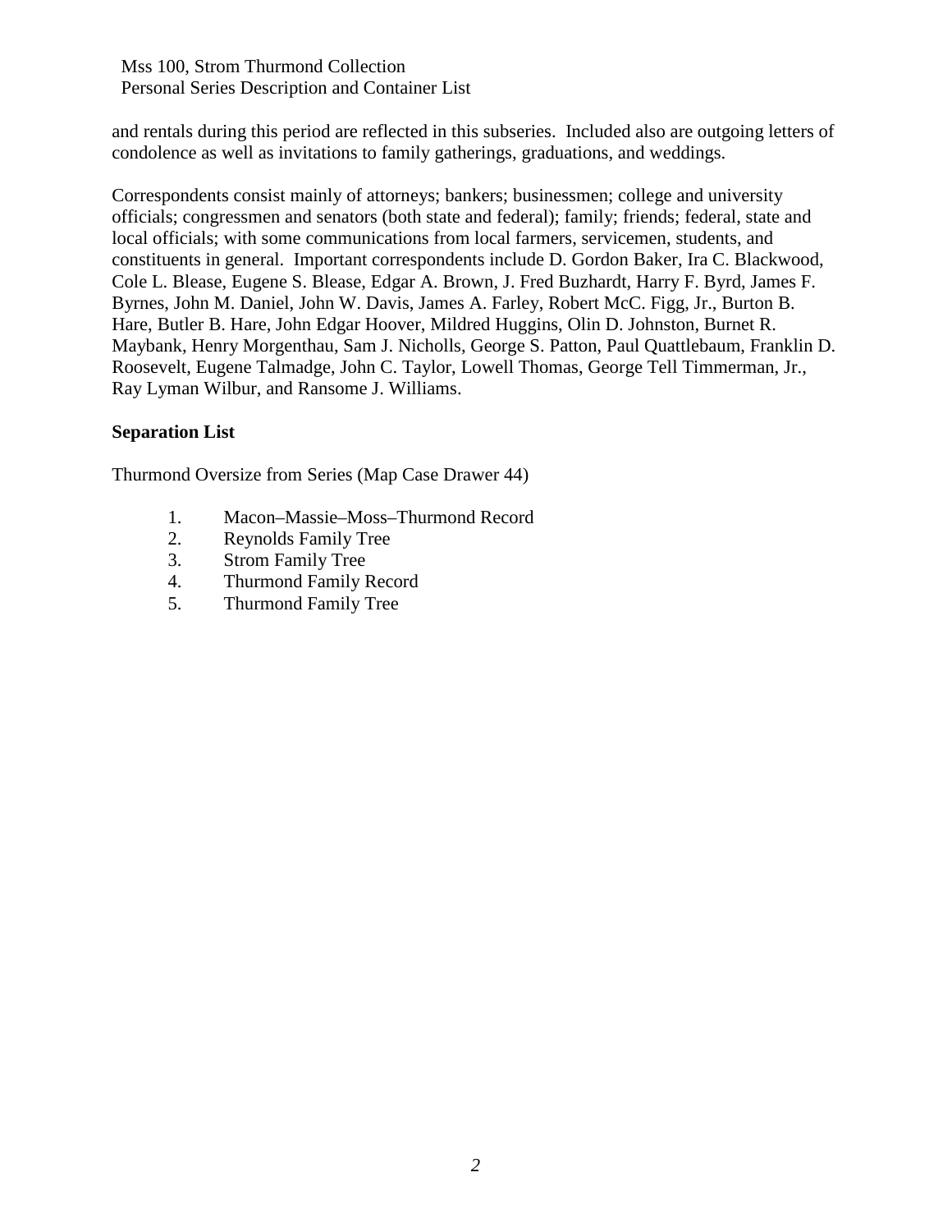and rentals during this period are reflected in this subseries. Included also are outgoing letters of condolence as well as invitations to family gatherings, graduations, and weddings.

Correspondents consist mainly of attorneys; bankers; businessmen; college and university officials; congressmen and senators (both state and federal); family; friends; federal, state and local officials; with some communications from local farmers, servicemen, students, and constituents in general. Important correspondents include D. Gordon Baker, Ira C. Blackwood, Cole L. Blease, Eugene S. Blease, Edgar A. Brown, J. Fred Buzhardt, Harry F. Byrd, James F. Byrnes, John M. Daniel, John W. Davis, James A. Farley, Robert McC. Figg, Jr., Burton B. Hare, Butler B. Hare, John Edgar Hoover, Mildred Huggins, Olin D. Johnston, Burnet R. Maybank, Henry Morgenthau, Sam J. Nicholls, George S. Patton, Paul Quattlebaum, Franklin D. Roosevelt, Eugene Talmadge, John C. Taylor, Lowell Thomas, George Tell Timmerman, Jr., Ray Lyman Wilbur, and Ransome J. Williams.

**Separation List**

Thurmond Oversize from Series (Map Case Drawer 44)

1. Macon–Massie–Moss–Thurmond Record
2. Reynolds Family Tree
3. Strom Family Tree
4. Thurmond Family Record
5. Thurmond Family Tree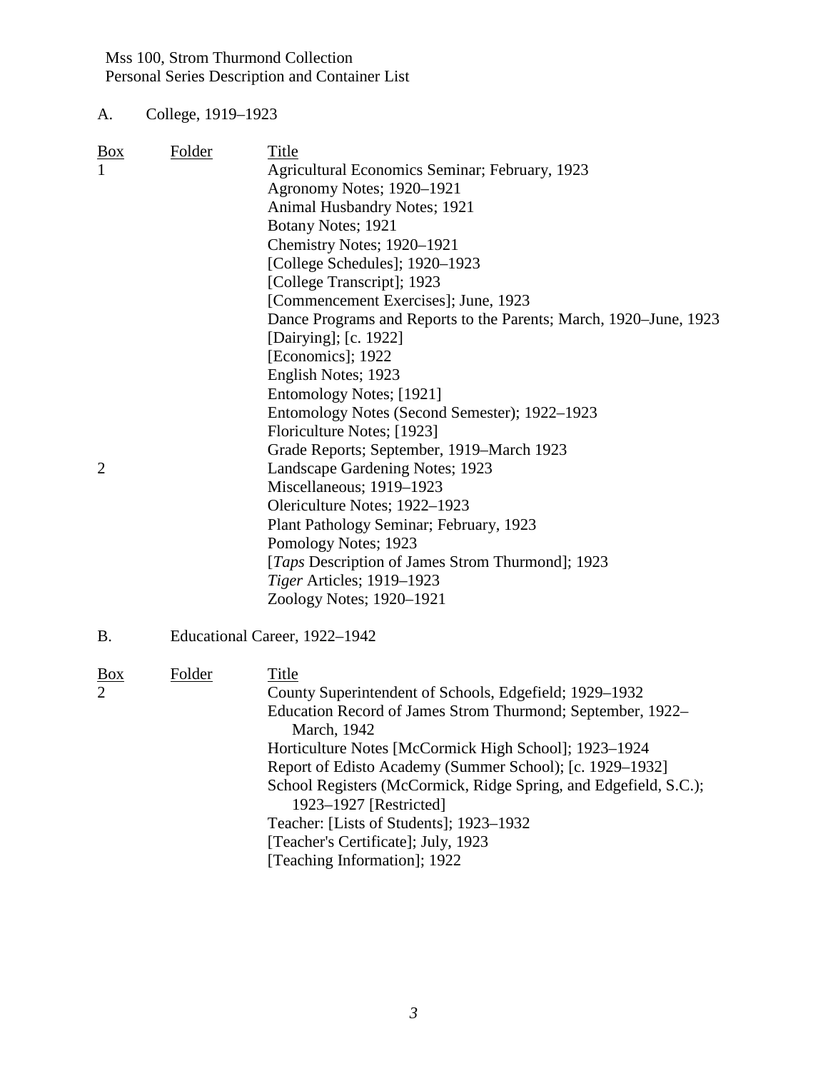Mss 100, Strom Thurmond Collection
Personal Series Description and Container List

## A. College, 1919–1923

| Box | Folder | Title |
|---|---|---|
| 1 | | Agricultural Economics Seminar; February, 1923 |
| | | Agronomy Notes; 1920–1921 |
| | | Animal Husbandry Notes; 1921 |
| | | Botany Notes; 1921 |
| | | Chemistry Notes; 1920–1921 |
| | | [College Schedules]; 1920–1923 |
| | | [College Transcript]; 1923 |
| | | [Commencement Exercises]; June, 1923 |
| | | Dance Programs and Reports to the Parents; March, 1920–June, 1923 |
| | | [Dairying]; [c. 1922] |
| | | [Economics]; 1922 |
| | | English Notes; 1923 |
| | | Entomology Notes; [1921] |
| | | Entomology Notes (Second Semester); 1922–1923 |
| | | Floriculture Notes; [1923] |
| | | Grade Reports; September, 1919–March 1923 |
| 2 | | Landscape Gardening Notes; 1923 |
| | | Miscellaneous; 1919–1923 |
| | | Olericulture Notes; 1922–1923 |
| | | Plant Pathology Seminar; February, 1923 |
| | | Pomology Notes; 1923 |
| | | [*Taps* Description of James Strom Thurmond]; 1923 |
| | | *Tiger* Articles; 1919–1923 |
| | | Zoology Notes; 1920–1921 |

## B. Educational Career, 1922–1942

| Box | Folder | Title |
|---|---|---|
| 2 | | County Superintendent of Schools, Edgefield; 1929–1932 |
| | | Education Record of James Strom Thurmond; September, 1922–March, 1942 |
| | | Horticulture Notes [McCormick High School]; 1923–1924 |
| | | Report of Edisto Academy (Summer School); [c. 1929–1932] |
| | | School Registers (McCormick, Ridge Spring, and Edgefield, S.C.); 1923–1927 [Restricted] |
| | | Teacher: [Lists of Students]; 1923–1932 |
| | | [Teacher's Certificate]; July, 1923 |
| | | [Teaching Information]; 1922 |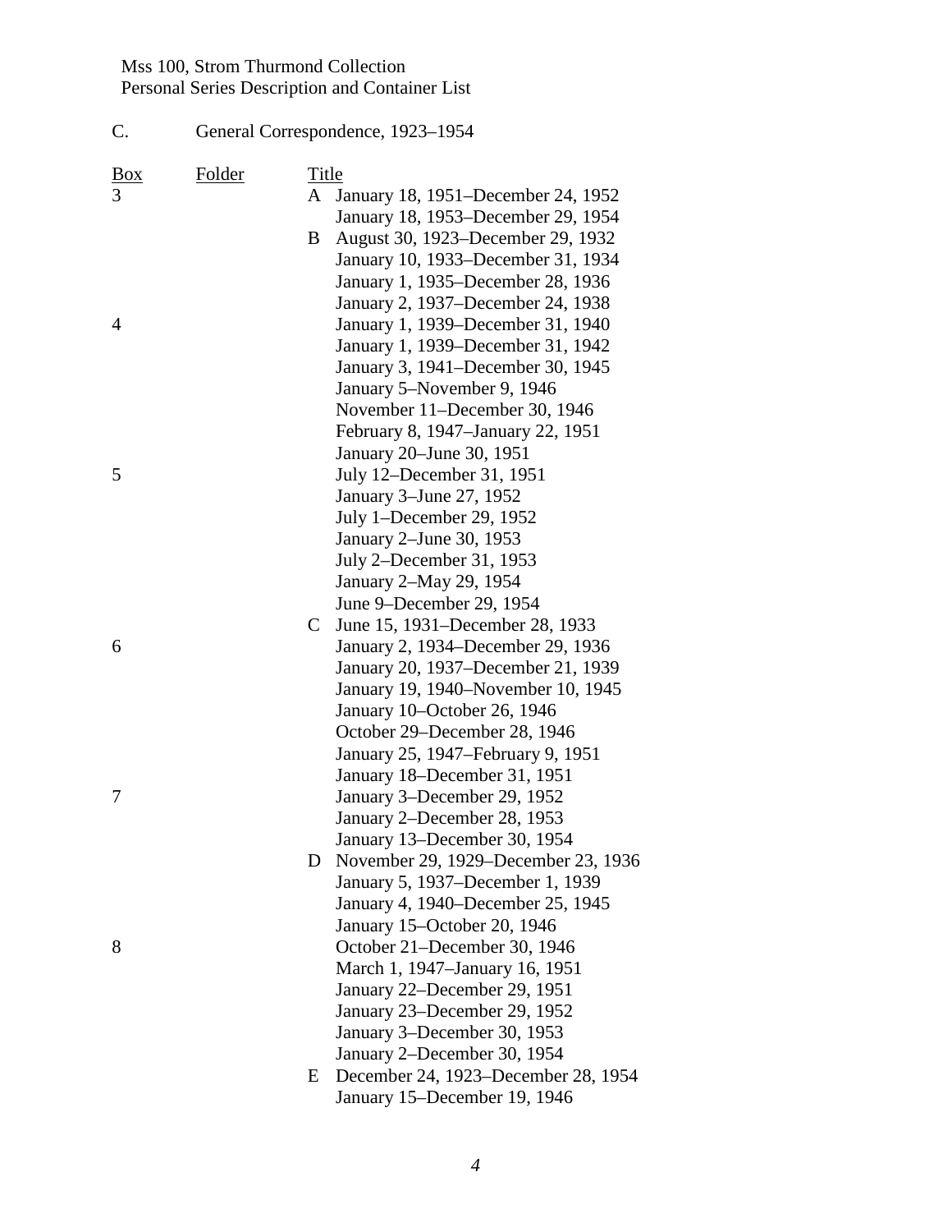Mss 100, Strom Thurmond Collection
Personal Series Description and Container List

C. General Correspondence, 1923–1954

| Box | Folder | Title | |
|---|---|---|---|
| 3 | | A | January 18, 1951–December 24, 1952 |
| | | | January 18, 1953–December 29, 1954 |
| | | B | August 30, 1923–December 29, 1932 |
| | | | January 10, 1933–December 31, 1934 |
| | | | January 1, 1935–December 28, 1936 |
| | | | January 2, 1937–December 24, 1938 |
| 4 | | | January 1, 1939–December 31, 1940 |
| | | | January 1, 1939–December 31, 1942 |
| | | | January 3, 1941–December 30, 1945 |
| | | | January 5–November 9, 1946 |
| | | | November 11–December 30, 1946 |
| | | | February 8, 1947–January 22, 1951 |
| | | | January 20–June 30, 1951 |
| 5 | | | July 12–December 31, 1951 |
| | | | January 3–June 27, 1952 |
| | | | July 1–December 29, 1952 |
| | | | January 2–June 30, 1953 |
| | | | July 2–December 31, 1953 |
| | | | January 2–May 29, 1954 |
| | | | June 9–December 29, 1954 |
| | | C | June 15, 1931–December 28, 1933 |
| 6 | | | January 2, 1934–December 29, 1936 |
| | | | January 20, 1937–December 21, 1939 |
| | | | January 19, 1940–November 10, 1945 |
| | | | January 10–October 26, 1946 |
| | | | October 29–December 28, 1946 |
| | | | January 25, 1947–February 9, 1951 |
| | | | January 18–December 31, 1951 |
| 7 | | | January 3–December 29, 1952 |
| | | | January 2–December 28, 1953 |
| | | | January 13–December 30, 1954 |
| | | D | November 29, 1929–December 23, 1936 |
| | | | January 5, 1937–December 1, 1939 |
| | | | January 4, 1940–December 25, 1945 |
| | | | January 15–October 20, 1946 |
| 8 | | | October 21–December 30, 1946 |
| | | | March 1, 1947–January 16, 1951 |
| | | | January 22–December 29, 1951 |
| | | | January 23–December 29, 1952 |
| | | | January 3–December 30, 1953 |
| | | | January 2–December 30, 1954 |
| | | E | December 24, 1923–December 28, 1954 |
| | | | January 15–December 19, 1946 |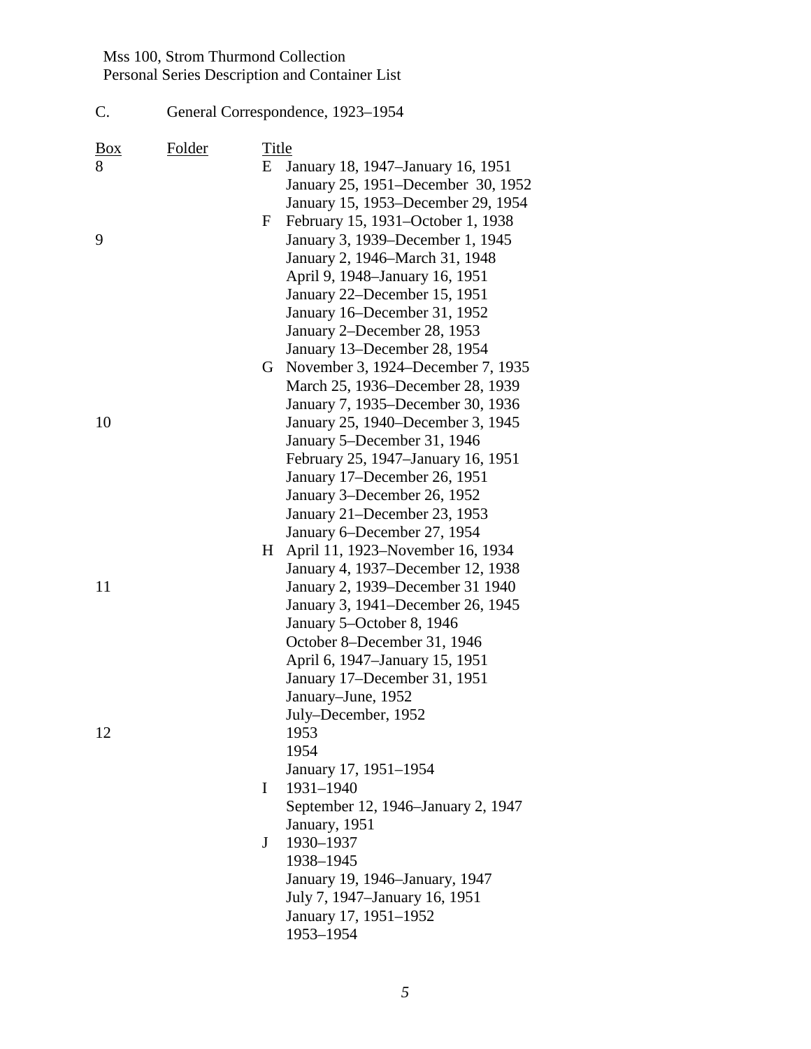Mss 100, Strom Thurmond Collection
Personal Series Description and Container List

C. General Correspondence, 1923–1954

| Box | Folder | Title | |
|---|---|---|---|
| 8 | | E | January 18, 1947–January 16, 1951 |
| | | | January 25, 1951–December 30, 1952 |
| | | | January 15, 1953–December 29, 1954 |
| | | F | February 15, 1931–October 1, 1938 |
| 9 | | | January 3, 1939–December 1, 1945 |
| | | | January 2, 1946–March 31, 1948 |
| | | | April 9, 1948–January 16, 1951 |
| | | | January 22–December 15, 1951 |
| | | | January 16–December 31, 1952 |
| | | | January 2–December 28, 1953 |
| | | | January 13–December 28, 1954 |
| | | G | November 3, 1924–December 7, 1935 |
| | | | March 25, 1936–December 28, 1939 |
| | | | January 7, 1935–December 30, 1936 |
| 10 | | | January 25, 1940–December 3, 1945 |
| | | | January 5–December 31, 1946 |
| | | | February 25, 1947–January 16, 1951 |
| | | | January 17–December 26, 1951 |
| | | | January 3–December 26, 1952 |
| | | | January 21–December 23, 1953 |
| | | | January 6–December 27, 1954 |
| | | H | April 11, 1923–November 16, 1934 |
| | | | January 4, 1937–December 12, 1938 |
| 11 | | | January 2, 1939–December 31 1940 |
| | | | January 3, 1941–December 26, 1945 |
| | | | January 5–October 8, 1946 |
| | | | October 8–December 31, 1946 |
| | | | April 6, 1947–January 15, 1951 |
| | | | January 17–December 31, 1951 |
| | | | January–June, 1952 |
| | | | July–December, 1952 |
| 12 | | | 1953 |
| | | | 1954 |
| | | | January 17, 1951–1954 |
| | | I | 1931–1940 |
| | | | September 12, 1946–January 2, 1947 |
| | | | January, 1951 |
| | | J | 1930–1937 |
| | | | 1938–1945 |
| | | | January 19, 1946–January, 1947 |
| | | | July 7, 1947–January 16, 1951 |
| | | | January 17, 1951–1952 |
| | | | 1953–1954 |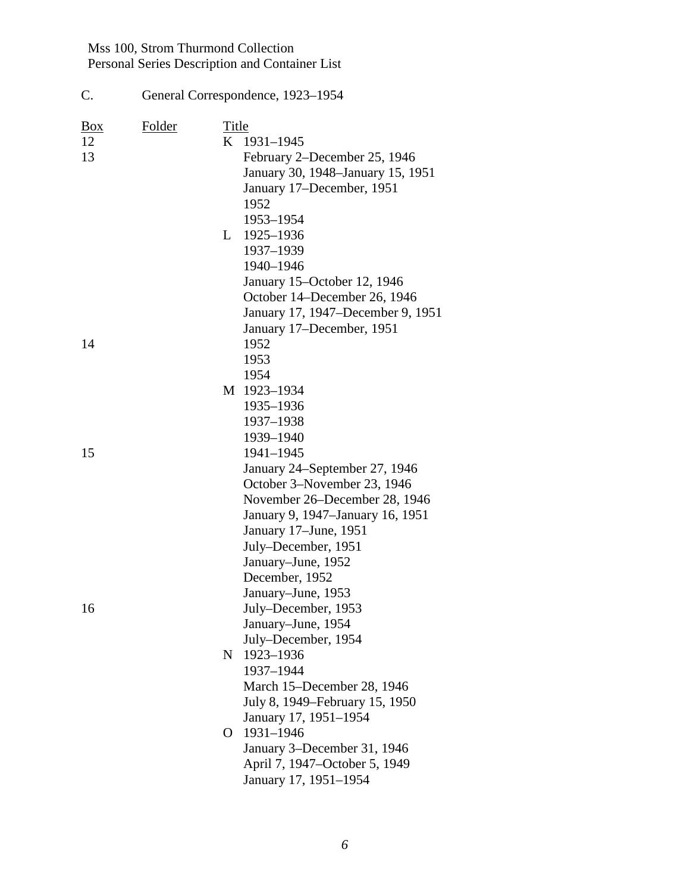C. General Correspondence, 1923–1954

| Box | Folder | Title |
| --- | --- | --- |
| 12 | | K 1931–1945 |
| 13 | | February 2–December 25, 1946 |
| | | January 30, 1948–January 15, 1951 |
| | | January 17–December, 1951 |
| | | 1952 |
| | | 1953–1954 |
| | | L 1925–1936 |
| | | 1937–1939 |
| | | 1940–1946 |
| | | January 15–October 12, 1946 |
| | | October 14–December 26, 1946 |
| | | January 17, 1947–December 9, 1951 |
| | | January 17–December, 1951 |
| 14 | | 1952 |
| | | 1953 |
| | | 1954 |
| | | M 1923–1934 |
| | | 1935–1936 |
| | | 1937–1938 |
| | | 1939–1940 |
| 15 | | 1941–1945 |
| | | January 24–September 27, 1946 |
| | | October 3–November 23, 1946 |
| | | November 26–December 28, 1946 |
| | | January 9, 1947–January 16, 1951 |
| | | January 17–June, 1951 |
| | | July–December, 1951 |
| | | January–June, 1952 |
| | | December, 1952 |
| | | January–June, 1953 |
| 16 | | July–December, 1953 |
| | | January–June, 1954 |
| | | July–December, 1954 |
| | | N 1923–1936 |
| | | 1937–1944 |
| | | March 15–December 28, 1946 |
| | | July 8, 1949–February 15, 1950 |
| | | January 17, 1951–1954 |
| | | O 1931–1946 |
| | | January 3–December 31, 1946 |
| | | April 7, 1947–October 5, 1949 |
| | | January 17, 1951–1954 |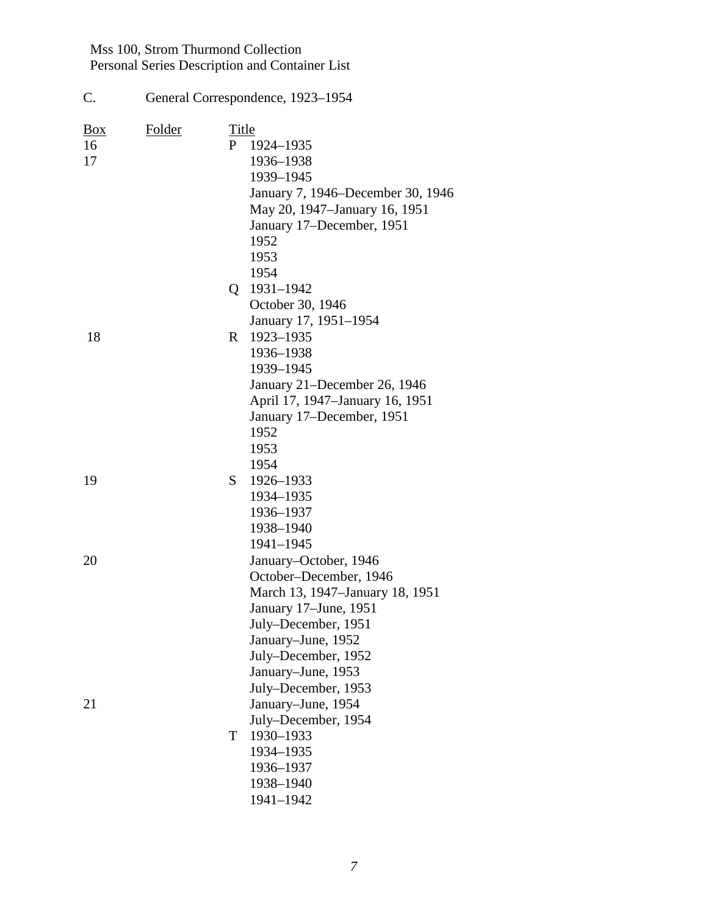C. General Correspondence, 1923–1954

| Box | Folder | Title |
|---|---|---|
| 16 | | P 1924–1935 |
| 17 | | 1936–1938 |
| | | 1939–1945 |
| | | January 7, 1946–December 30, 1946 |
| | | May 20, 1947–January 16, 1951 |
| | | January 17–December, 1951 |
| | | 1952 |
| | | 1953 |
| | | 1954 |
| | | Q 1931–1942 |
| | | October 30, 1946 |
| | | January 17, 1951–1954 |
| 18 | | R 1923–1935 |
| | | 1936–1938 |
| | | 1939–1945 |
| | | January 21–December 26, 1946 |
| | | April 17, 1947–January 16, 1951 |
| | | January 17–December, 1951 |
| | | 1952 |
| | | 1953 |
| | | 1954 |
| 19 | | S 1926–1933 |
| | | 1934–1935 |
| | | 1936–1937 |
| | | 1938–1940 |
| | | 1941–1945 |
| 20 | | January–October, 1946 |
| | | October–December, 1946 |
| | | March 13, 1947–January 18, 1951 |
| | | January 17–June, 1951 |
| | | July–December, 1951 |
| | | January–June, 1952 |
| | | July–December, 1952 |
| | | January–June, 1953 |
| | | July–December, 1953 |
| 21 | | January–June, 1954 |
| | | July–December, 1954 |
| | | T 1930–1933 |
| | | 1934–1935 |
| | | 1936–1937 |
| | | 1938–1940 |
| | | 1941–1942 |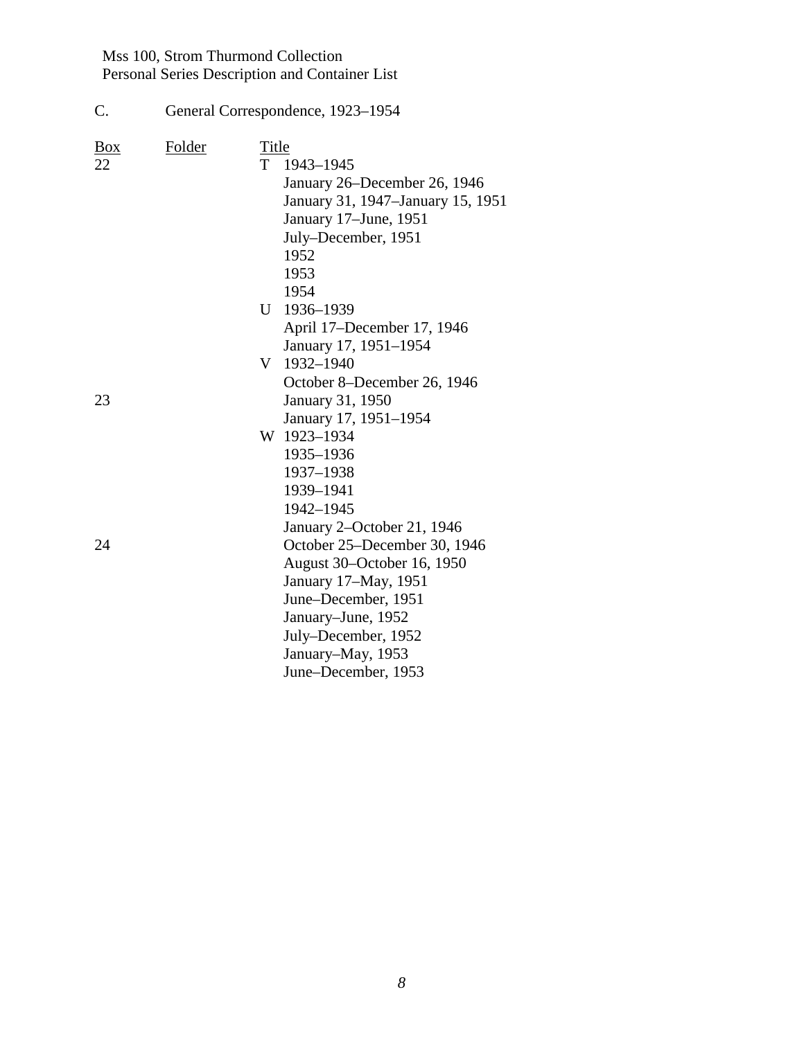C. General Correspondence, 1923–1954

| Box | Folder | Title |
|---|---|---|
| 22 | | T 1943–1945 |
| | | January 26–December 26, 1946 |
| | | January 31, 1947–January 15, 1951 |
| | | January 17–June, 1951 |
| | | July–December, 1951 |
| | | 1952 |
| | | 1953 |
| | | 1954 |
| | | U 1936–1939 |
| | | April 17–December 17, 1946 |
| | | January 17, 1951–1954 |
| | | V 1932–1940 |
| | | October 8–December 26, 1946 |
| 23 | | January 31, 1950 |
| | | January 17, 1951–1954 |
| | | W 1923–1934 |
| | | 1935–1936 |
| | | 1937–1938 |
| | | 1939–1941 |
| | | 1942–1945 |
| | | January 2–October 21, 1946 |
| 24 | | October 25–December 30, 1946 |
| | | August 30–October 16, 1950 |
| | | January 17–May, 1951 |
| | | June–December, 1951 |
| | | January–June, 1952 |
| | | July–December, 1952 |
| | | January–May, 1953 |
| | | June–December, 1953 |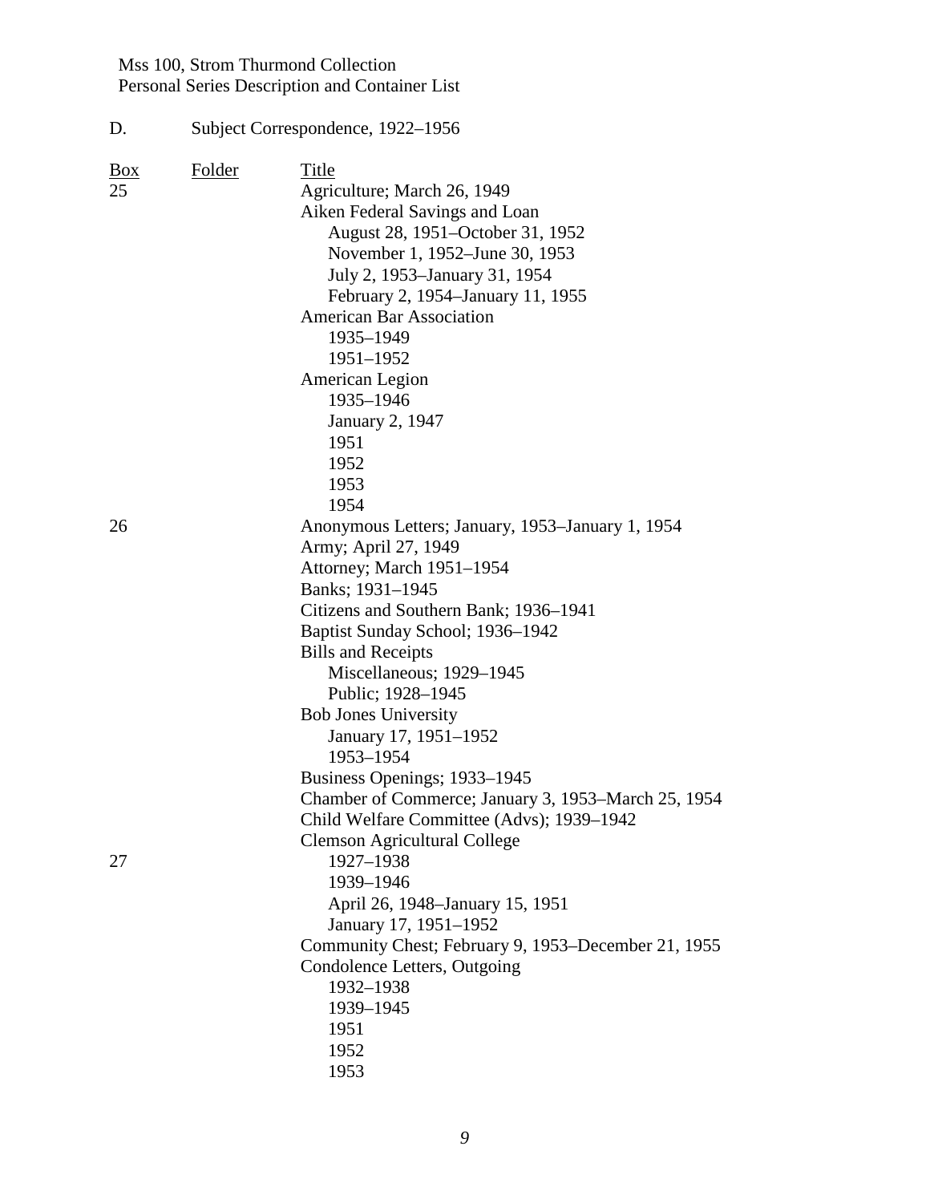D. Subject Correspondence, 1922–1956

| Box | Folder | Title |
|---|---|---|
| 25 | | Agriculture; March 26, 1949 |
| | | Aiken Federal Savings and Loan |
| | | August 28, 1951–October 31, 1952 |
| | | November 1, 1952–June 30, 1953 |
| | | July 2, 1953–January 31, 1954 |
| | | February 2, 1954–January 11, 1955 |
| | | American Bar Association |
| | | 1935–1949 |
| | | 1951–1952 |
| | | American Legion |
| | | 1935–1946 |
| | | January 2, 1947 |
| | | 1951 |
| | | 1952 |
| | | 1953 |
| | | 1954 |
| 26 | | Anonymous Letters; January, 1953–January 1, 1954 |
| | | Army; April 27, 1949 |
| | | Attorney; March 1951–1954 |
| | | Banks; 1931–1945 |
| | | Citizens and Southern Bank; 1936–1941 |
| | | Baptist Sunday School; 1936–1942 |
| | | Bills and Receipts |
| | | Miscellaneous; 1929–1945 |
| | | Public; 1928–1945 |
| | | Bob Jones University |
| | | January 17, 1951–1952 |
| | | 1953–1954 |
| | | Business Openings; 1933–1945 |
| | | Chamber of Commerce; January 3, 1953–March 25, 1954 |
| | | Child Welfare Committee (Advs); 1939–1942 |
| | | Clemson Agricultural College |
| 27 | | 1927–1938 |
| | | 1939–1946 |
| | | April 26, 1948–January 15, 1951 |
| | | January 17, 1951–1952 |
| | | Community Chest; February 9, 1953–December 21, 1955 |
| | | Condolence Letters, Outgoing |
| | | 1932–1938 |
| | | 1939–1945 |
| | | 1951 |
| | | 1952 |
| | | 1953 |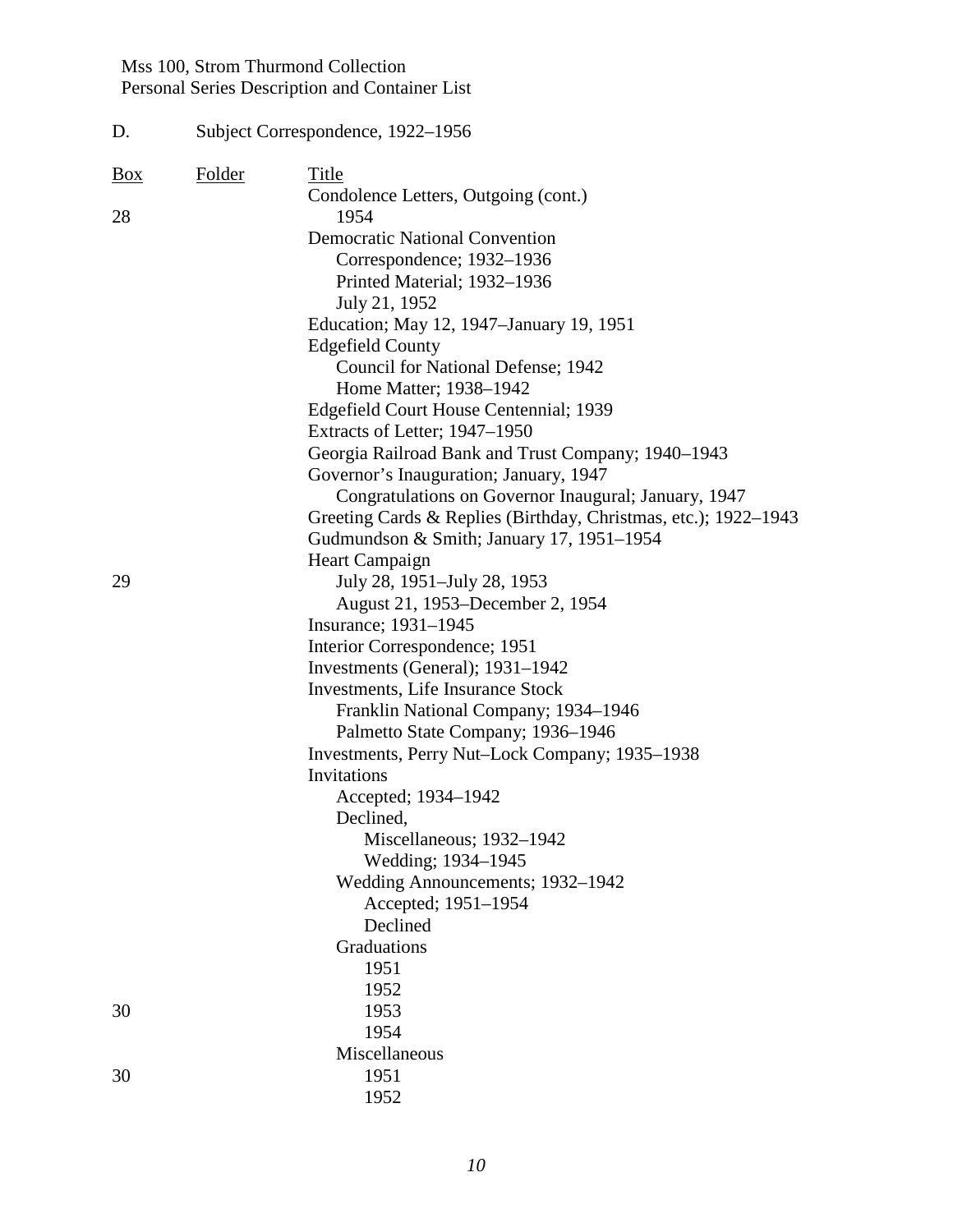Mss 100, Strom Thurmond Collection
Personal Series Description and Container List

D. Subject Correspondence, 1922–1956

| Box | Folder | Title |
|---|---|---|
| | | Condolence Letters, Outgoing (cont.) |
| 28 | | 1954 |
| | | Democratic National Convention |
| | | Correspondence; 1932–1936 |
| | | Printed Material; 1932–1936 |
| | | July 21, 1952 |
| | | Education; May 12, 1947–January 19, 1951 |
| | | Edgefield County |
| | | Council for National Defense; 1942 |
| | | Home Matter; 1938–1942 |
| | | Edgefield Court House Centennial; 1939 |
| | | Extracts of Letter; 1947–1950 |
| | | Georgia Railroad Bank and Trust Company; 1940–1943 |
| | | Governor's Inauguration; January, 1947 |
| | | Congratulations on Governor Inaugural; January, 1947 |
| | | Greeting Cards & Replies (Birthday, Christmas, etc.); 1922–1943 |
| | | Gudmundson & Smith; January 17, 1951–1954 |
| | | Heart Campaign |
| 29 | | July 28, 1951–July 28, 1953 |
| | | August 21, 1953–December 2, 1954 |
| | | Insurance; 1931–1945 |
| | | Interior Correspondence; 1951 |
| | | Investments (General); 1931–1942 |
| | | Investments, Life Insurance Stock |
| | | Franklin National Company; 1934–1946 |
| | | Palmetto State Company; 1936–1946 |
| | | Investments, Perry Nut–Lock Company; 1935–1938 |
| | | Invitations |
| | | Accepted; 1934–1942 |
| | | Declined, |
| | | Miscellaneous; 1932–1942 |
| | | Wedding; 1934–1945 |
| | | Wedding Announcements; 1932–1942 |
| | | Accepted; 1951–1954 |
| | | Declined |
| | | Graduations |
| | | 1951 |
| | | 1952 |
| 30 | | 1953 |
| | | 1954 |
| | | Miscellaneous |
| 30 | | 1951 |
| | | 1952 |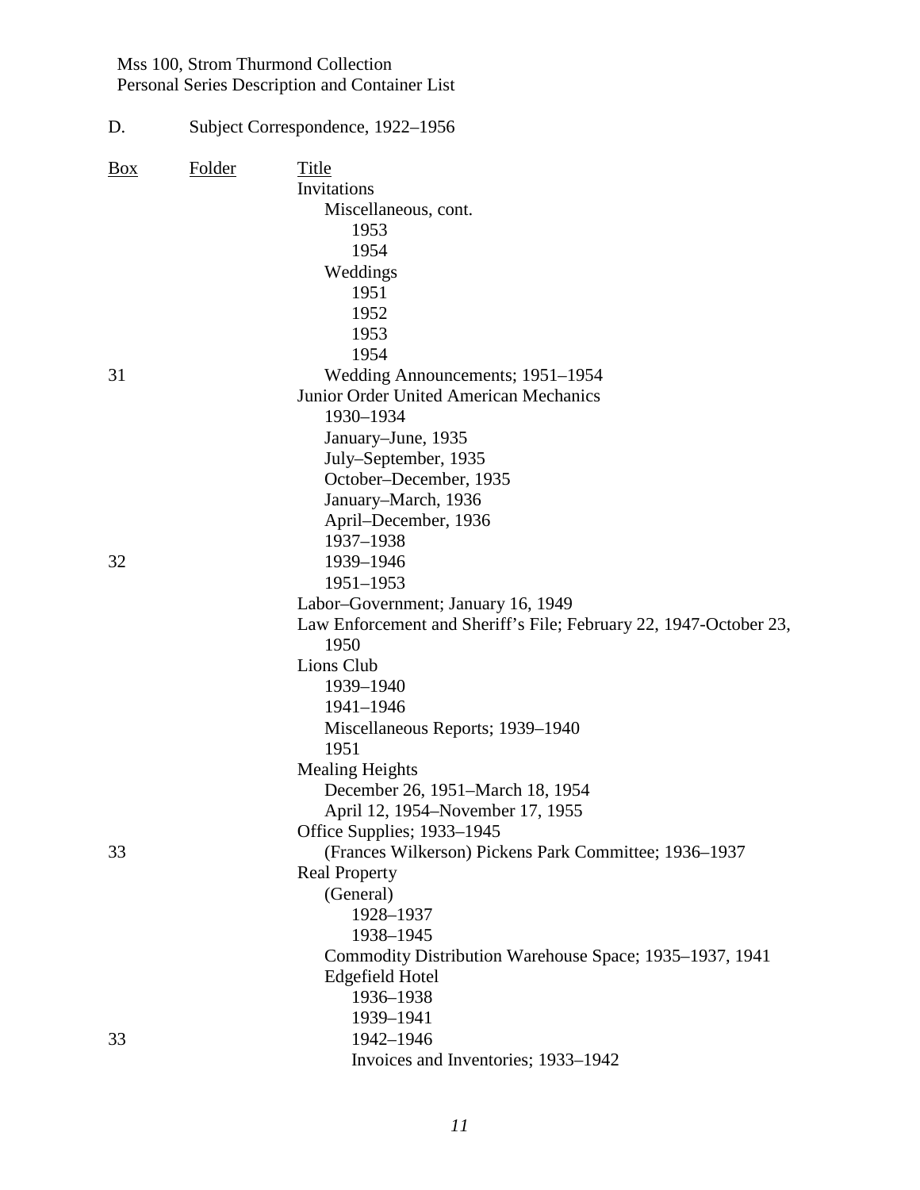D. Subject Correspondence, 1922–1956

| Box | Folder | Title |
|---|---|---|
| | | Invitations |
| | | Miscellaneous, cont. |
| | | 1953 |
| | | 1954 |
| | | Weddings |
| | | 1951 |
| | | 1952 |
| | | 1953 |
| | | 1954 |
| 31 | | Wedding Announcements; 1951–1954 |
| | | Junior Order United American Mechanics |
| | | 1930–1934 |
| | | January–June, 1935 |
| | | July–September, 1935 |
| | | October–December, 1935 |
| | | January–March, 1936 |
| | | April–December, 1936 |
| | | 1937–1938 |
| 32 | | 1939–1946 |
| | | 1951–1953 |
| | | Labor–Government; January 16, 1949 |
| | | Law Enforcement and Sheriff's File; February 22, 1947-October 23, 1950 |
| | | Lions Club |
| | | 1939–1940 |
| | | 1941–1946 |
| | | Miscellaneous Reports; 1939–1940 |
| | | 1951 |
| | | Mealing Heights |
| | | December 26, 1951–March 18, 1954 |
| | | April 12, 1954–November 17, 1955 |
| | | Office Supplies; 1933–1945 |
| 33 | | (Frances Wilkerson) Pickens Park Committee; 1936–1937 |
| | | Real Property |
| | | (General) |
| | | 1928–1937 |
| | | 1938–1945 |
| | | Commodity Distribution Warehouse Space; 1935–1937, 1941 |
| | | Edgefield Hotel |
| | | 1936–1938 |
| | | 1939–1941 |
| 33 | | 1942–1946 |
| | | Invoices and Inventories; 1933–1942 |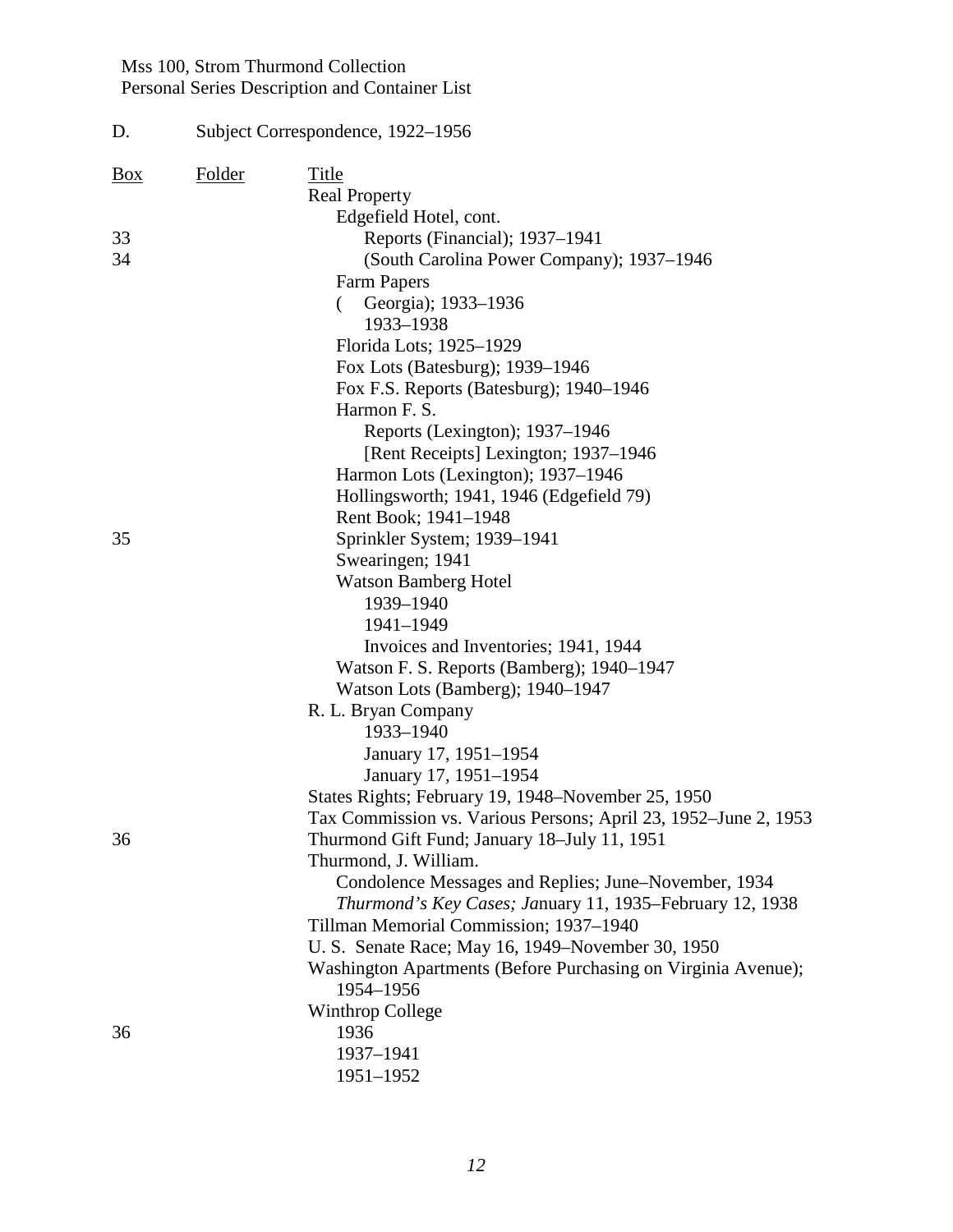Mss 100, Strom Thurmond Collection
Personal Series Description and Container List

D. Subject Correspondence, 1922–1956

| Box | Folder | Title |
|---|---|---|
| | | Real Property |
| | | Edgefield Hotel, cont. |
| 33 | | Reports (Financial); 1937–1941 |
| 34 | | (South Carolina Power Company); 1937–1946 |
| | | Farm Papers |
| | | ( Georgia); 1933–1936 |
| | | 1933–1938 |
| | | Florida Lots; 1925–1929 |
| | | Fox Lots (Batesburg); 1939–1946 |
| | | Fox F.S. Reports (Batesburg); 1940–1946 |
| | | Harmon F. S. |
| | | Reports (Lexington); 1937–1946 |
| | | [Rent Receipts] Lexington; 1937–1946 |
| | | Harmon Lots (Lexington); 1937–1946 |
| | | Hollingsworth; 1941, 1946 (Edgefield 79) |
| | | Rent Book; 1941–1948 |
| 35 | | Sprinkler System; 1939–1941 |
| | | Swearingen; 1941 |
| | | Watson Bamberg Hotel |
| | | 1939–1940 |
| | | 1941–1949 |
| | | Invoices and Inventories; 1941, 1944 |
| | | Watson F. S. Reports (Bamberg); 1940–1947 |
| | | Watson Lots (Bamberg); 1940–1947 |
| | | R. L. Bryan Company |
| | | 1933–1940 |
| | | January 17, 1951–1954 |
| | | January 17, 1951–1954 |
| | | States Rights; February 19, 1948–November 25, 1950 |
| | | Tax Commission vs. Various Persons; April 23, 1952–June 2, 1953 |
| 36 | | Thurmond Gift Fund; January 18–July 11, 1951 |
| | | Thurmond, J. William. |
| | | Condolence Messages and Replies; June–November, 1934 |
| | | *Thurmond's Key Cases; Ja*nuary 11, 1935–February 12, 1938 |
| | | Tillman Memorial Commission; 1937–1940 |
| | | U. S. Senate Race; May 16, 1949–November 30, 1950 |
| | | Washington Apartments (Before Purchasing on Virginia Avenue); 1954–1956 |
| | | Winthrop College |
| 36 | | 1936 |
| | | 1937–1941 |
| | | 1951–1952 |